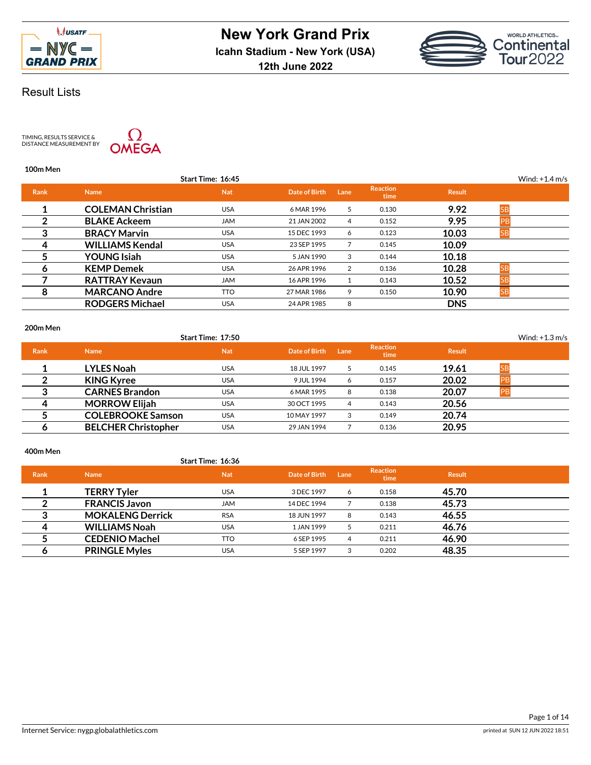# New York Grand Prix

**Icahn Stadium - New York (USA)**

**12th June 2022**

## Result Lists

TIMING, RESULTS SERVICE & DISTANCE MEASUREMENT BY OMEGA

### 100m Men

Start Time: 16:45 — Wind: +1.4 m/s

| Rank | Name | Nat | Date of Birth | Lane | Reaction time | Result | |
|---|---|---|---|---|---|---|---|
| 1 | **COLEMAN Christian** | USA | 6 MAR 1996 | 5 | 0.130 | **9.92** | SB |
| 2 | **BLAKE Ackeem** | JAM | 21 JAN 2002 | 4 | 0.152 | **9.95** | PB |
| 3 | **BRACY Marvin** | USA | 15 DEC 1993 | 6 | 0.123 | **10.03** | SB |
| 4 | **WILLIAMS Kendal** | USA | 23 SEP 1995 | 7 | 0.145 | **10.09** | |
| 5 | **YOUNG Isiah** | USA | 5 JAN 1990 | 3 | 0.144 | **10.18** | |
| 6 | **KEMP Demek** | USA | 26 APR 1996 | 2 | 0.136 | **10.28** | SB |
| 7 | **RATTRAY Kevaun** | JAM | 16 APR 1996 | 1 | 0.143 | **10.52** | SB |
| 8 | **MARCANO Andre** | TTO | 27 MAR 1986 | 9 | 0.150 | **10.90** | SB |
| | **RODGERS Michael** | USA | 24 APR 1985 | 8 | | **DNS** | |

### 200m Men

Start Time: 17:50 — Wind: +1.3 m/s

| Rank | Name | Nat | Date of Birth | Lane | Reaction time | Result | |
|---|---|---|---|---|---|---|---|
| 1 | **LYLES Noah** | USA | 18 JUL 1997 | 5 | 0.145 | **19.61** | SB |
| 2 | **KING Kyree** | USA | 9 JUL 1994 | 6 | 0.157 | **20.02** | PB |
| 3 | **CARNES Brandon** | USA | 6 MAR 1995 | 8 | 0.138 | **20.07** | PB |
| 4 | **MORROW Elijah** | USA | 30 OCT 1995 | 4 | 0.143 | **20.56** | |
| 5 | **COLEBROOKE Samson** | USA | 10 MAY 1997 | 3 | 0.149 | **20.74** | |
| 6 | **BELCHER Christopher** | USA | 29 JAN 1994 | 7 | 0.136 | **20.95** | |

### 400m Men

Start Time: 16:36

| Rank | Name | Nat | Date of Birth | Lane | Reaction time | Result | |
|---|---|---|---|---|---|---|---|
| 1 | **TERRY Tyler** | USA | 3 DEC 1997 | 6 | 0.158 | **45.70** | |
| 2 | **FRANCIS Javon** | JAM | 14 DEC 1994 | 7 | 0.138 | **45.73** | |
| 3 | **MOKALENG Derrick** | RSA | 18 JUN 1997 | 8 | 0.143 | **46.55** | |
| 4 | **WILLIAMS Noah** | USA | 1 JAN 1999 | 5 | 0.211 | **46.76** | |
| 5 | **CEDENIO Machel** | TTO | 6 SEP 1995 | 4 | 0.211 | **46.90** | |
| 6 | **PRINGLE Myles** | USA | 5 SEP 1997 | 3 | 0.202 | **48.35** | |

Internet Service: nygp.globalathletics.com

printed at SUN 12 JUN 2022 18:51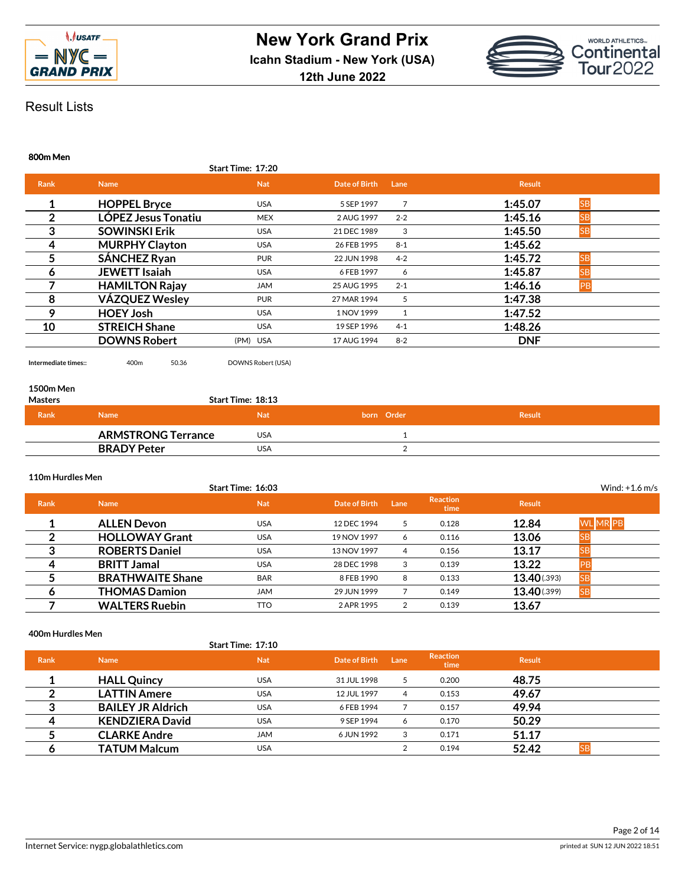# New York Grand Prix

**Icahn Stadium - New York (USA)**

**12th June 2022**

## Result Lists

### 800m Men

**Start Time: 17:20**

| Rank | Name | Nat | Date of Birth | Lane | Result | |
|---|---|---|---|---|---|---|
| 1 | **HOPPEL Bryce** | USA | 5 SEP 1997 | 7 | **1:45.07** | SB |
| 2 | **LÓPEZ Jesus Tonatiu** | MEX | 2 AUG 1997 | 2-2 | **1:45.16** | SB |
| 3 | **SOWINSKI Erik** | USA | 21 DEC 1989 | 3 | **1:45.50** | SB |
| 4 | **MURPHY Clayton** | USA | 26 FEB 1995 | 8-1 | **1:45.62** | |
| 5 | **SÁNCHEZ Ryan** | PUR | 22 JUN 1998 | 4-2 | **1:45.72** | SB |
| 6 | **JEWETT Isaiah** | USA | 6 FEB 1997 | 6 | **1:45.87** | SB |
| 7 | **HAMILTON Rajay** | JAM | 25 AUG 1995 | 2-1 | **1:46.16** | PB |
| 8 | **VÁZQUEZ Wesley** | PUR | 27 MAR 1994 | 5 | **1:47.38** | |
| 9 | **HOEY Josh** | USA | 1 NOV 1999 | 1 | **1:47.52** | |
| 10 | **STREICH Shane** | USA | 19 SEP 1996 | 4-1 | **1:48.26** | |
| | **DOWNS Robert** | (PM) USA | 17 AUG 1994 | 8-2 | **DNF** | |

Intermediate times:: 400m 50.36 DOWNS Robert (USA)

### 1500m Men Masters

**Start Time: 18:13**

| Rank | Name | Nat | born | Order | Result |
|---|---|---|---|---|---|
| | **ARMSTRONG Terrance** | USA | | 1 | |
| | **BRADY Peter** | USA | | 2 | |

### 110m Hurdles Men

**Start Time: 16:03** Wind: +1.6 m/s

| Rank | Name | Nat | Date of Birth | Lane | Reaction time | Result | |
|---|---|---|---|---|---|---|---|
| 1 | **ALLEN Devon** | USA | 12 DEC 1994 | 5 | 0.128 | **12.84** | WL MR PB |
| 2 | **HOLLOWAY Grant** | USA | 19 NOV 1997 | 6 | 0.116 | **13.06** | SB |
| 3 | **ROBERTS Daniel** | USA | 13 NOV 1997 | 4 | 0.156 | **13.17** | SB |
| 4 | **BRITT Jamal** | USA | 28 DEC 1998 | 3 | 0.139 | **13.22** | PB |
| 5 | **BRATHWAITE Shane** | BAR | 8 FEB 1990 | 8 | 0.133 | **13.40** (.393) | SB |
| 6 | **THOMAS Damion** | JAM | 29 JUN 1999 | 7 | 0.149 | **13.40** (.399) | SB |
| 7 | **WALTERS Ruebin** | TTO | 2 APR 1995 | 2 | 0.139 | **13.67** | |

### 400m Hurdles Men

**Start Time: 17:10**

| Rank | Name | Nat | Date of Birth | Lane | Reaction time | Result | |
|---|---|---|---|---|---|---|---|
| 1 | **HALL Quincy** | USA | 31 JUL 1998 | 5 | 0.200 | **48.75** | |
| 2 | **LATTIN Amere** | USA | 12 JUL 1997 | 4 | 0.153 | **49.67** | |
| 3 | **BAILEY JR Aldrich** | USA | 6 FEB 1994 | 7 | 0.157 | **49.94** | |
| 4 | **KENDZIERA David** | USA | 9 SEP 1994 | 6 | 0.170 | **50.29** | |
| 5 | **CLARKE Andre** | JAM | 6 JUN 1992 | 3 | 0.171 | **51.17** | |
| 6 | **TATUM Malcum** | USA | | 2 | 0.194 | **52.42** | SB |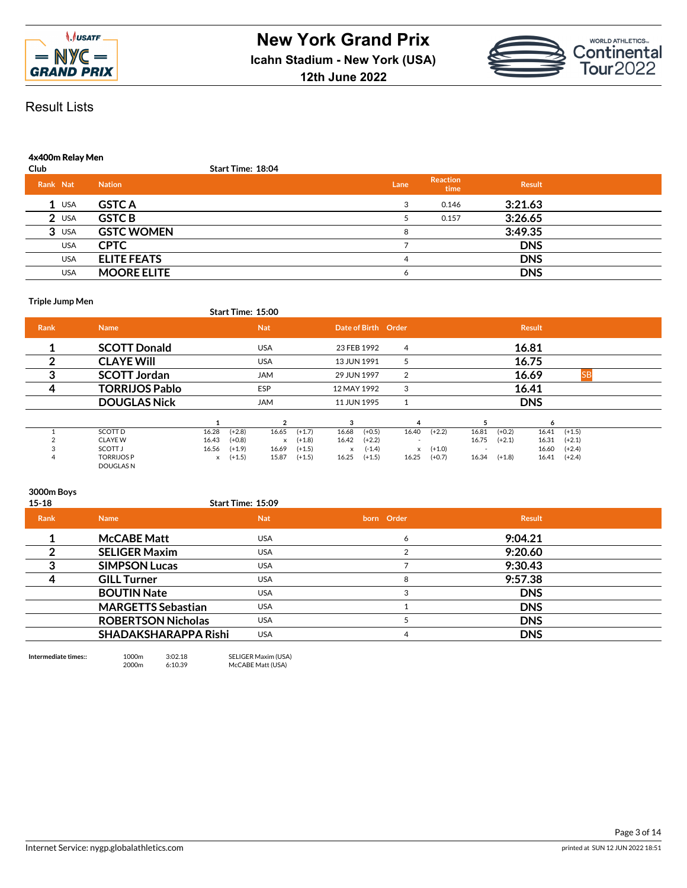# New York Grand Prix

**Icahn Stadium - New York (USA)**

**12th June 2022**

## Result Lists

### 4x400m Relay Men

Club — Start Time: 18:04

| Rank | Nat | Nation | Lane | Reaction time | Result |
|---|---|---|---|---|---|
| 1 | USA | **GSTC A** | 3 | 0.146 | **3:21.63** |
| 2 | USA | **GSTC B** | 5 | 0.157 | **3:26.65** |
| 3 | USA | **GSTC WOMEN** | 8 | | **3:49.35** |
| | USA | **CPTC** | 7 | | **DNS** |
| | USA | **ELITE FEATS** | 4 | | **DNS** |
| | USA | **MOORE ELITE** | 6 | | **DNS** |

### Triple Jump Men

Start Time: 15:00

| Rank | Name | Nat | Date of Birth | Order | Result | |
|---|---|---|---|---|---|---|
| 1 | **SCOTT Donald** | USA | 23 FEB 1992 | 4 | **16.81** | |
| 2 | **CLAYE Will** | USA | 13 JUN 1991 | 5 | **16.75** | |
| 3 | **SCOTT Jordan** | JAM | 29 JUN 1997 | 2 | **16.69** | SB |
| 4 | **TORRIJOS Pablo** | ESP | 12 MAY 1992 | 3 | **16.41** | |
| | **DOUGLAS Nick** | JAM | 11 JUN 1995 | 1 | **DNS** | |

| | | 1 | | 2 | | 3 | | 4 | | 5 | | 6 | |
|---|---|---|---|---|---|---|---|---|---|---|---|---|---|
| 1 | SCOTT D | 16.28 | (+2.8) | 16.65 | (+1.7) | 16.68 | (+0.5) | 16.40 | (+2.2) | 16.81 | (+0.2) | 16.41 | (+1.5) |
| 2 | CLAYE W | 16.43 | (+0.8) | x | (+1.8) | 16.42 | (+2.2) | - | | 16.75 | (+2.1) | 16.31 | (+2.1) |
| 3 | SCOTT J | 16.56 | (+1.9) | 16.69 | (+1.5) | x | (-1.4) | x | (+1.0) | - | | 16.60 | (+2.4) |
| 4 | TORRIJOS P | x | (+1.5) | 15.87 | (+1.5) | 16.25 | (+1.5) | 16.25 | (+0.7) | 16.34 | (+1.8) | 16.41 | (+2.4) |
| | DOUGLAS N | | | | | | | | | | | | |

### 3000m Boys

15-18 — Start Time: 15:09

| Rank | Name | Nat | born | Order | Result |
|---|---|---|---|---|---|
| 1 | **McCABE Matt** | USA | | 6 | **9:04.21** |
| 2 | **SELIGER Maxim** | USA | | 2 | **9:20.60** |
| 3 | **SIMPSON Lucas** | USA | | 7 | **9:30.43** |
| 4 | **GILL Turner** | USA | | 8 | **9:57.38** |
| | **BOUTIN Nate** | USA | | 3 | **DNS** |
| | **MARGETTS Sebastian** | USA | | 1 | **DNS** |
| | **ROBERTSON Nicholas** | USA | | 5 | **DNS** |
| | **SHADAKSHARAPPA Rishi** | USA | | 4 | **DNS** |

Intermediate times::

| | | |
|---|---|---|
| 1000m | 3:02.18 | SELIGER Maxim (USA) |
| 2000m | 6:10.39 | McCABE Matt (USA) |

Internet Service: nygp.globalathletics.com — printed at SUN 12 JUN 2022 18:51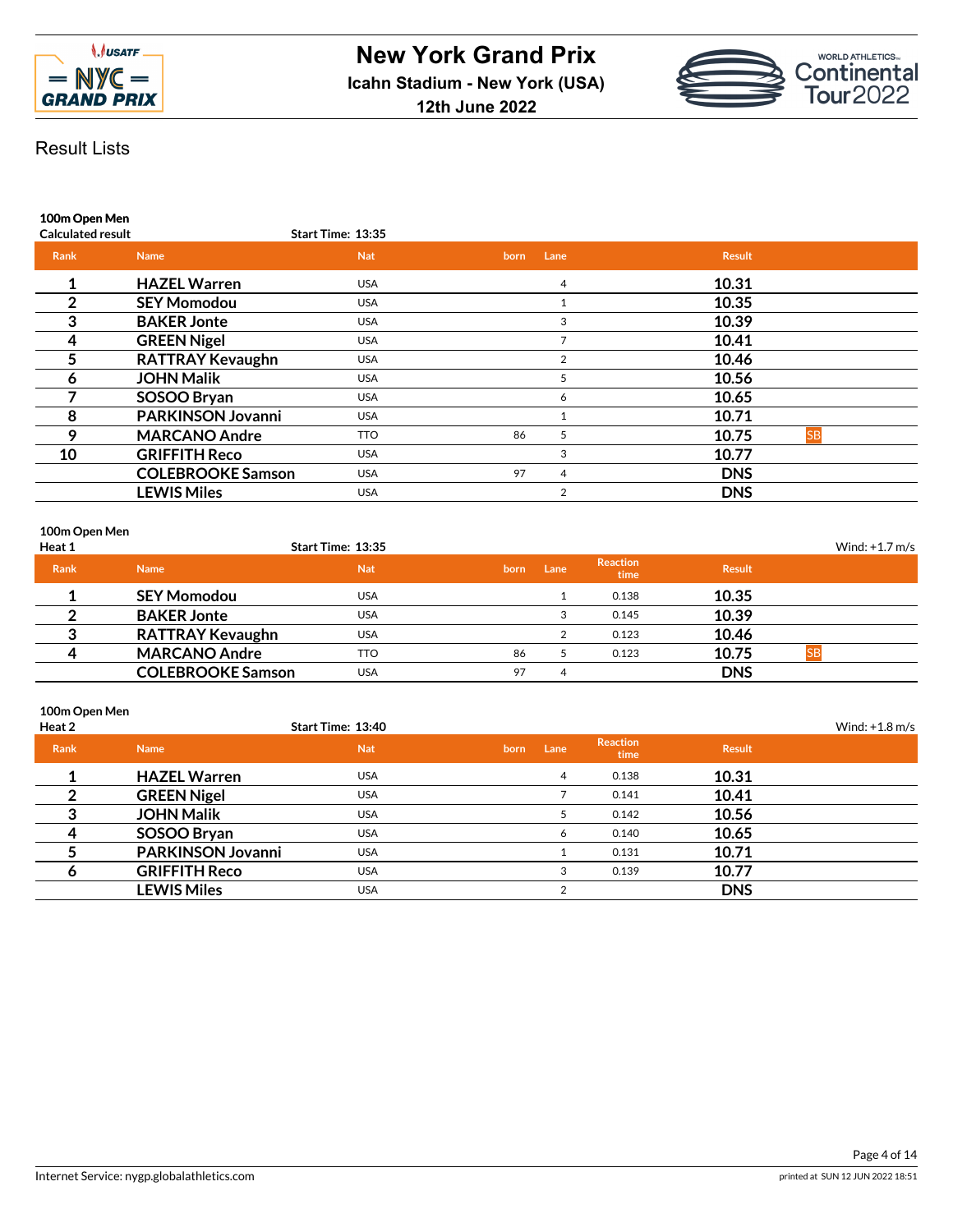# New York Grand Prix

**Icahn Stadium - New York (USA)**

**12th June 2022**

## Result Lists

### 100m Open Men

**Calculated result** — **Start Time: 13:35**

| Rank | Name | Nat | born | Lane | Result | |
|---|---|---|---|---|---|---|
| 1 | HAZEL Warren | USA | | 4 | 10.31 | |
| 2 | SEY Momodou | USA | | 1 | 10.35 | |
| 3 | BAKER Jonte | USA | | 3 | 10.39 | |
| 4 | GREEN Nigel | USA | | 7 | 10.41 | |
| 5 | RATTRAY Kevaughn | USA | | 2 | 10.46 | |
| 6 | JOHN Malik | USA | | 5 | 10.56 | |
| 7 | SOSOO Bryan | USA | | 6 | 10.65 | |
| 8 | PARKINSON Jovanni | USA | | 1 | 10.71 | |
| 9 | MARCANO Andre | TTO | 86 | 5 | 10.75 | SB |
| 10 | GRIFFITH Reco | USA | | 3 | 10.77 | |
| | COLEBROOKE Samson | USA | 97 | 4 | DNS | |
| | LEWIS Miles | USA | | 2 | DNS | |

### 100m Open Men

**Heat 1** — **Start Time: 13:35** — Wind: +1.7 m/s

| Rank | Name | Nat | born | Lane | Reaction time | Result | |
|---|---|---|---|---|---|---|---|
| 1 | SEY Momodou | USA | | 1 | 0.138 | 10.35 | |
| 2 | BAKER Jonte | USA | | 3 | 0.145 | 10.39 | |
| 3 | RATTRAY Kevaughn | USA | | 2 | 0.123 | 10.46 | |
| 4 | MARCANO Andre | TTO | 86 | 5 | 0.123 | 10.75 | SB |
| | COLEBROOKE Samson | USA | 97 | 4 | | DNS | |

### 100m Open Men

**Heat 2** — **Start Time: 13:40** — Wind: +1.8 m/s

| Rank | Name | Nat | born | Lane | Reaction time | Result |
|---|---|---|---|---|---|---|
| 1 | HAZEL Warren | USA | | 4 | 0.138 | 10.31 |
| 2 | GREEN Nigel | USA | | 7 | 0.141 | 10.41 |
| 3 | JOHN Malik | USA | | 5 | 0.142 | 10.56 |
| 4 | SOSOO Bryan | USA | | 6 | 0.140 | 10.65 |
| 5 | PARKINSON Jovanni | USA | | 1 | 0.131 | 10.71 |
| 6 | GRIFFITH Reco | USA | | 3 | 0.139 | 10.77 |
| | LEWIS Miles | USA | | 2 | | DNS |

Internet Service: nygp.globalathletics.com

printed at SUN 12 JUN 2022 18:51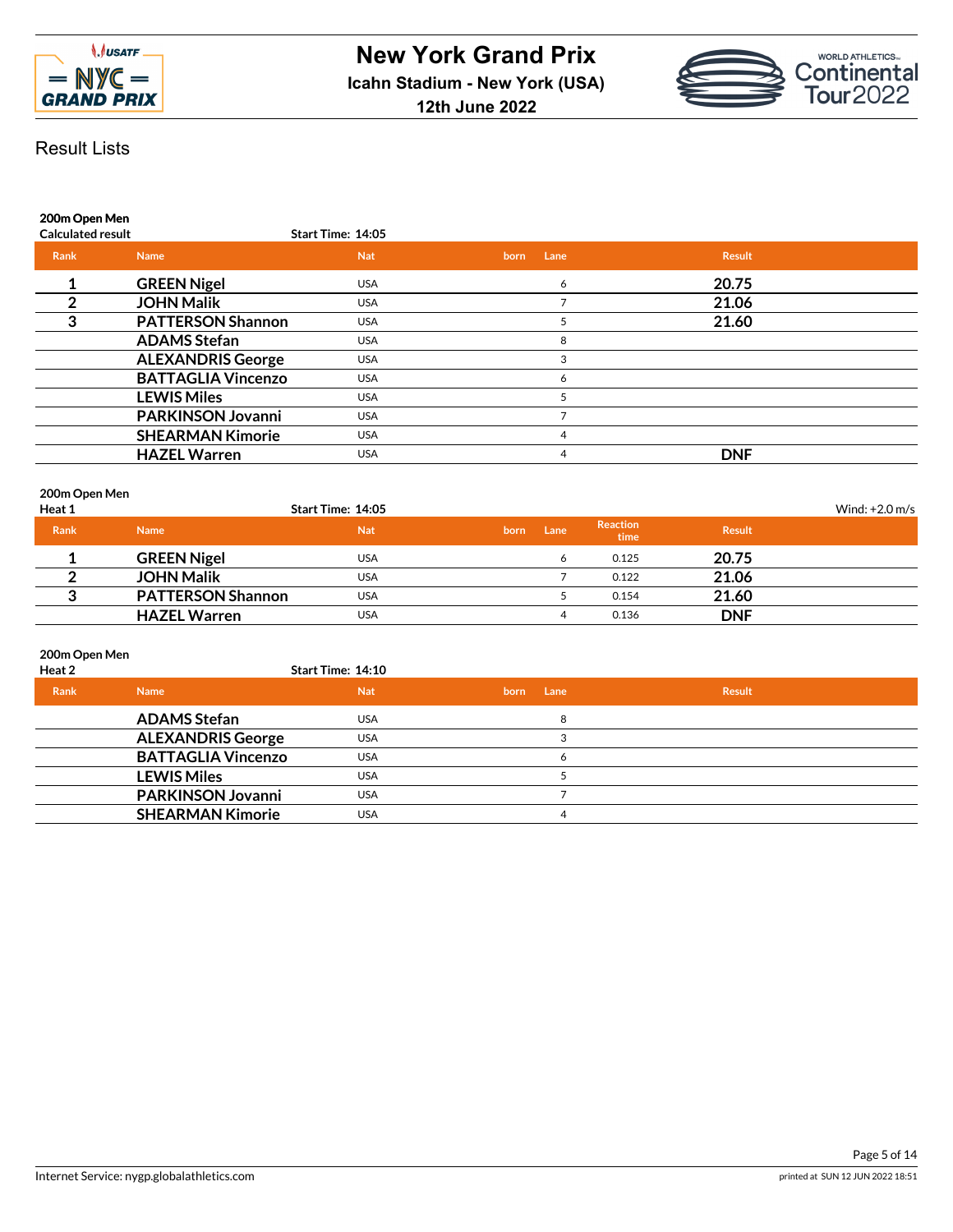# New York Grand Prix

**Icahn Stadium - New York (USA)**

**12th June 2022**

## Result Lists

### 200m Open Men

**Calculated result** — **Start Time: 14:05**

| Rank | Name | Nat | born | Lane | Result |
|---|---|---|---|---|---|
| 1 | **GREEN Nigel** | USA | | 6 | **20.75** |
| 2 | **JOHN Malik** | USA | | 7 | **21.06** |
| 3 | **PATTERSON Shannon** | USA | | 5 | **21.60** |
| | **ADAMS Stefan** | USA | | 8 | |
| | **ALEXANDRIS George** | USA | | 3 | |
| | **BATTAGLIA Vincenzo** | USA | | 6 | |
| | **LEWIS Miles** | USA | | 5 | |
| | **PARKINSON Jovanni** | USA | | 7 | |
| | **SHEARMAN Kimorie** | USA | | 4 | |
| | **HAZEL Warren** | USA | | 4 | **DNF** |

### 200m Open Men

**Heat 1** — **Start Time: 14:05** — Wind: +2.0 m/s

| Rank | Name | Nat | born | Lane | Reaction time | Result |
|---|---|---|---|---|---|---|
| 1 | **GREEN Nigel** | USA | | 6 | 0.125 | **20.75** |
| 2 | **JOHN Malik** | USA | | 7 | 0.122 | **21.06** |
| 3 | **PATTERSON Shannon** | USA | | 5 | 0.154 | **21.60** |
| | **HAZEL Warren** | USA | | 4 | 0.136 | **DNF** |

### 200m Open Men

**Heat 2** — **Start Time: 14:10**

| Rank | Name | Nat | born | Lane | Result |
|---|---|---|---|---|---|
| | **ADAMS Stefan** | USA | | 8 | |
| | **ALEXANDRIS George** | USA | | 3 | |
| | **BATTAGLIA Vincenzo** | USA | | 6 | |
| | **LEWIS Miles** | USA | | 5 | |
| | **PARKINSON Jovanni** | USA | | 7 | |
| | **SHEARMAN Kimorie** | USA | | 4 | |

Internet Service: nygp.globalathletics.com

printed at SUN 12 JUN 2022 18:51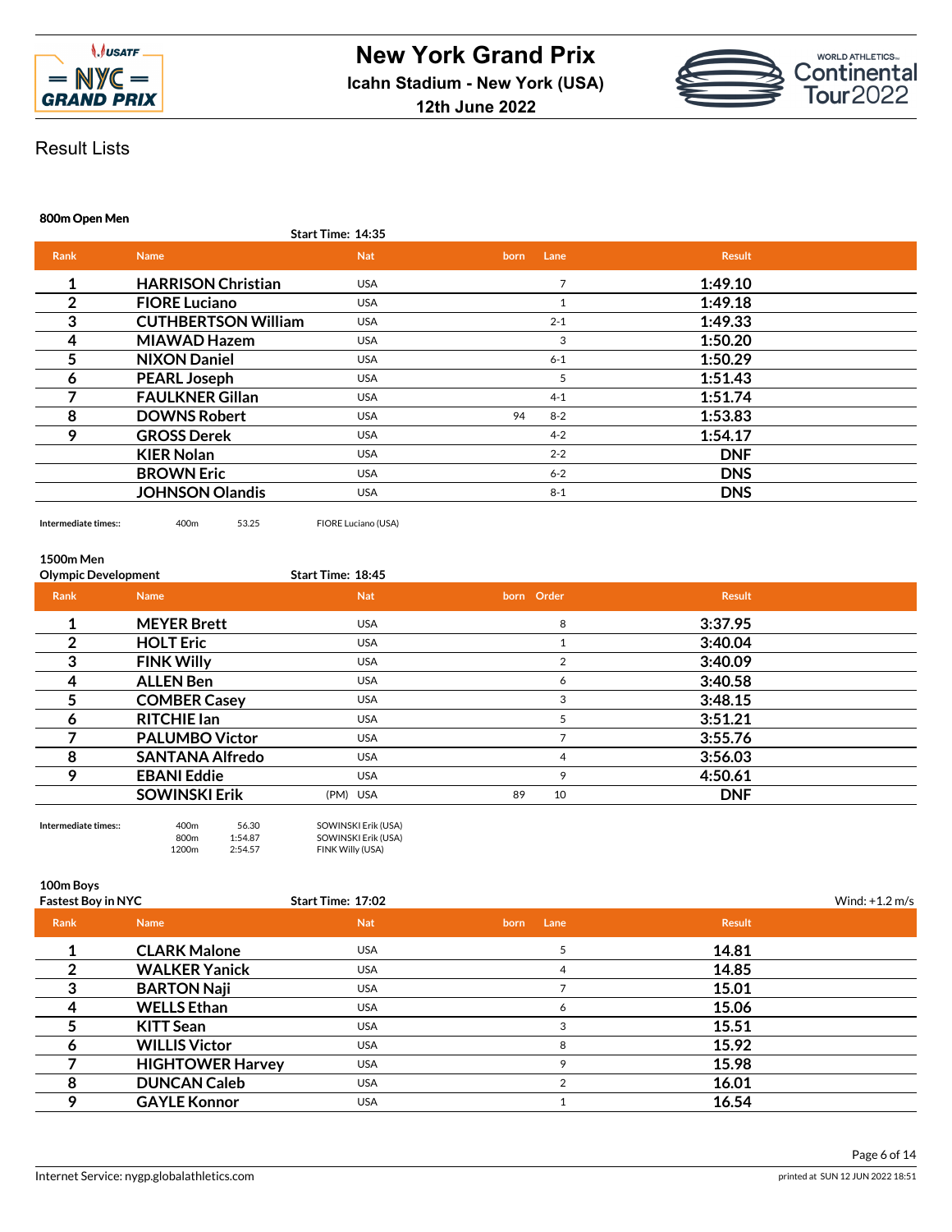# New York Grand Prix

**Icahn Stadium - New York (USA)**

**12th June 2022**

Result Lists

### 800m Open Men

**Start Time: 14:35**

| Rank | Name | Nat | born | Lane | Result |
|---|---|---|---|---|---|
| 1 | **HARRISON Christian** | USA | | 7 | **1:49.10** |
| 2 | **FIORE Luciano** | USA | | 1 | **1:49.18** |
| 3 | **CUTHBERTSON William** | USA | | 2-1 | **1:49.33** |
| 4 | **MIAWAD Hazem** | USA | | 3 | **1:50.20** |
| 5 | **NIXON Daniel** | USA | | 6-1 | **1:50.29** |
| 6 | **PEARL Joseph** | USA | | 5 | **1:51.43** |
| 7 | **FAULKNER Gillan** | USA | | 4-1 | **1:51.74** |
| 8 | **DOWNS Robert** | USA | 94 | 8-2 | **1:53.83** |
| 9 | **GROSS Derek** | USA | | 4-2 | **1:54.17** |
| | **KIER Nolan** | USA | | 2-2 | **DNF** |
| | **BROWN Eric** | USA | | 6-2 | **DNS** |
| | **JOHNSON Olandis** | USA | | 8-1 | **DNS** |

Intermediate times:: 400m 53.25 FIORE Luciano (USA)

### 1500m Men

**Olympic Development** — **Start Time: 18:45**

| Rank | Name | | Nat | born | Order | Result |
|---|---|---|---|---|---|---|
| 1 | **MEYER Brett** | | USA | | 8 | **3:37.95** |
| 2 | **HOLT Eric** | | USA | | 1 | **3:40.04** |
| 3 | **FINK Willy** | | USA | | 2 | **3:40.09** |
| 4 | **ALLEN Ben** | | USA | | 6 | **3:40.58** |
| 5 | **COMBER Casey** | | USA | | 3 | **3:48.15** |
| 6 | **RITCHIE Ian** | | USA | | 5 | **3:51.21** |
| 7 | **PALUMBO Victor** | | USA | | 7 | **3:55.76** |
| 8 | **SANTANA Alfredo** | | USA | | 4 | **3:56.03** |
| 9 | **EBANI Eddie** | | USA | | 9 | **4:50.61** |
| | **SOWINSKI Erik** | (PM) | USA | 89 | 10 | **DNF** |

Intermediate times::

| Distance | Time | Leader |
|---|---|---|
| 400m | 56.30 | SOWINSKI Erik (USA) |
| 800m | 1:54.87 | SOWINSKI Erik (USA) |
| 1200m | 2:54.57 | FINK Willy (USA) |

### 100m Boys

**Fastest Boy in NYC** — **Start Time: 17:02** — Wind: +1.2 m/s

| Rank | Name | Nat | born | Lane | Result |
|---|---|---|---|---|---|
| 1 | **CLARK Malone** | USA | | 5 | **14.81** |
| 2 | **WALKER Yanick** | USA | | 4 | **14.85** |
| 3 | **BARTON Naji** | USA | | 7 | **15.01** |
| 4 | **WELLS Ethan** | USA | | 6 | **15.06** |
| 5 | **KITT Sean** | USA | | 3 | **15.51** |
| 6 | **WILLIS Victor** | USA | | 8 | **15.92** |
| 7 | **HIGHTOWER Harvey** | USA | | 9 | **15.98** |
| 8 | **DUNCAN Caleb** | USA | | 2 | **16.01** |
| 9 | **GAYLE Konnor** | USA | | 1 | **16.54** |

Internet Service: nygp.globalathletics.com — printed at SUN 12 JUN 2022 18:51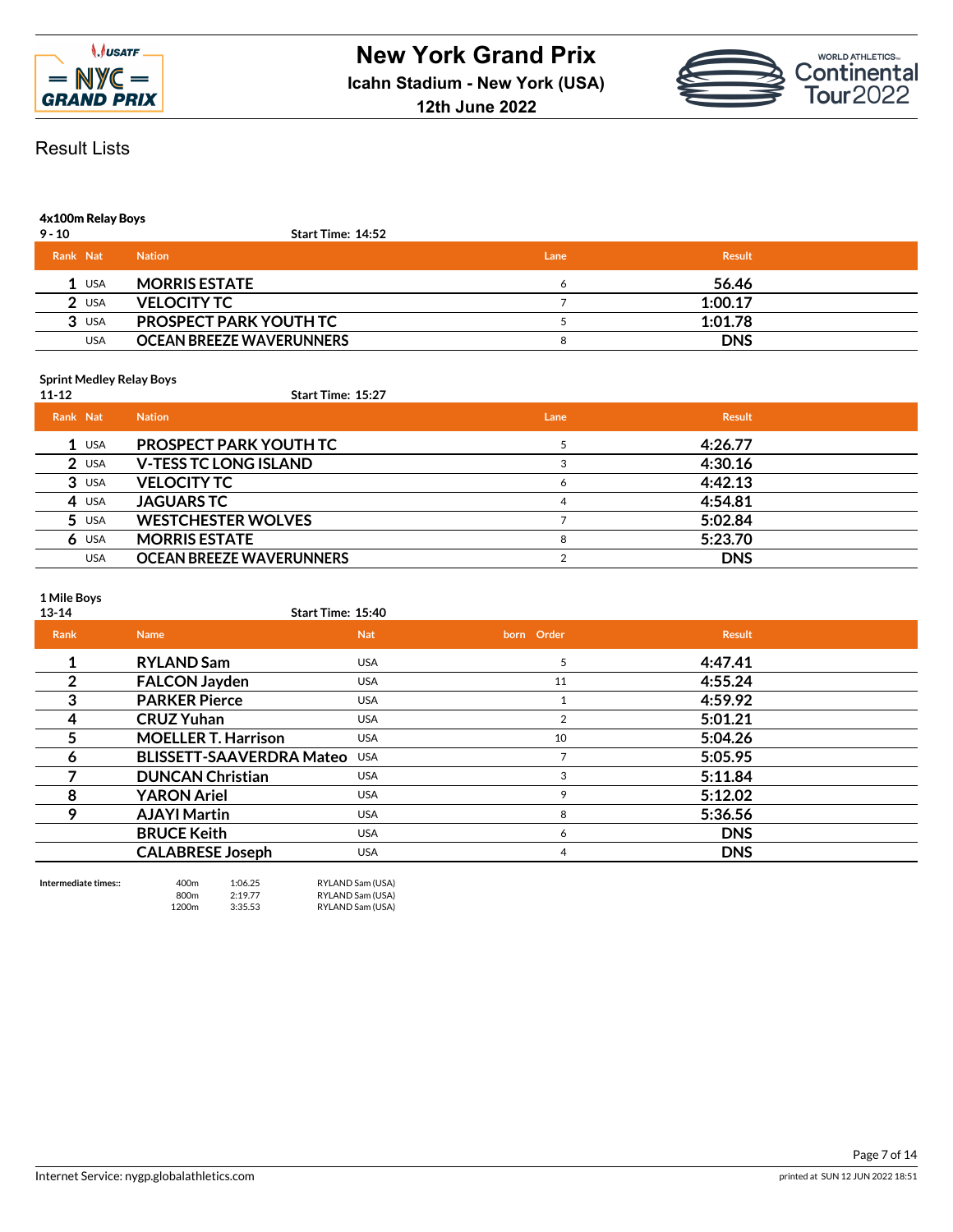# New York Grand Prix

**Icahn Stadium - New York (USA)**

**12th June 2022**

## Result Lists

### 4x100m Relay Boys

**9 - 10** — Start Time: 14:52

| Rank | Nat | Nation | Lane | Result |
|---|---|---|---|---|
| 1 | USA | MORRIS ESTATE | 6 | 56.46 |
| 2 | USA | VELOCITY TC | 7 | 1:00.17 |
| 3 | USA | PROSPECT PARK YOUTH TC | 5 | 1:01.78 |
| | USA | OCEAN BREEZE WAVERUNNERS | 8 | DNS |

### Sprint Medley Relay Boys

**11-12** — Start Time: 15:27

| Rank | Nat | Nation | Lane | Result |
|---|---|---|---|---|
| 1 | USA | PROSPECT PARK YOUTH TC | 5 | 4:26.77 |
| 2 | USA | V-TESS TC LONG ISLAND | 3 | 4:30.16 |
| 3 | USA | VELOCITY TC | 6 | 4:42.13 |
| 4 | USA | JAGUARS TC | 4 | 4:54.81 |
| 5 | USA | WESTCHESTER WOLVES | 7 | 5:02.84 |
| 6 | USA | MORRIS ESTATE | 8 | 5:23.70 |
| | USA | OCEAN BREEZE WAVERUNNERS | 2 | DNS |

### 1 Mile Boys

**13-14** — Start Time: 15:40

| Rank | Name | Nat | born | Order | Result |
|---|---|---|---|---|---|
| 1 | RYLAND Sam | USA | | 5 | 4:47.41 |
| 2 | FALCON Jayden | USA | | 11 | 4:55.24 |
| 3 | PARKER Pierce | USA | | 1 | 4:59.92 |
| 4 | CRUZ Yuhan | USA | | 2 | 5:01.21 |
| 5 | MOELLER T. Harrison | USA | | 10 | 5:04.26 |
| 6 | BLISSETT-SAAVERDRA Mateo | USA | | 7 | 5:05.95 |
| 7 | DUNCAN Christian | USA | | 3 | 5:11.84 |
| 8 | YARON Ariel | USA | | 9 | 5:12.02 |
| 9 | AJAYI Martin | USA | | 8 | 5:36.56 |
| | BRUCE Keith | USA | | 6 | DNS |
| | CALABRESE Joseph | USA | | 4 | DNS |

**Intermediate times::**

| | | |
|---|---|---|
| 400m | 1:06.25 | RYLAND Sam (USA) |
| 800m | 2:19.77 | RYLAND Sam (USA) |
| 1200m | 3:35.53 | RYLAND Sam (USA) |

Internet Service: nygp.globalathletics.com

printed at SUN 12 JUN 2022 18:51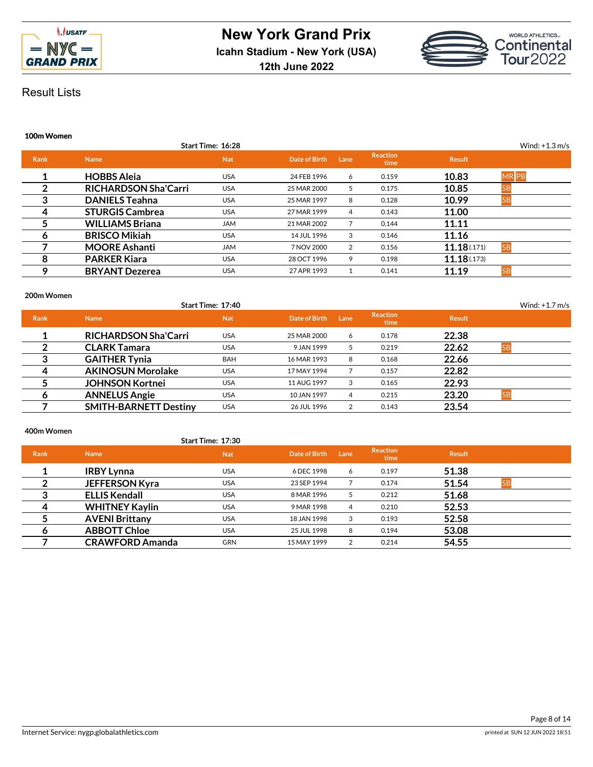# New York Grand Prix

**Icahn Stadium - New York (USA)**

**12th June 2022**

## Result Lists

### 100m Women

Start Time: 16:28 — Wind: +1.3 m/s

| Rank | Name | Nat | Date of Birth | Lane | Reaction time | Result | |
|---|---|---|---|---|---|---|---|
| 1 | HOBBS Aleia | USA | 24 FEB 1996 | 6 | 0.159 | 10.83 | MR PB |
| 2 | RICHARDSON Sha'Carri | USA | 25 MAR 2000 | 5 | 0.175 | 10.85 | SB |
| 3 | DANIELS Teahna | USA | 25 MAR 1997 | 8 | 0.128 | 10.99 | SB |
| 4 | STURGIS Cambrea | USA | 27 MAR 1999 | 4 | 0.143 | 11.00 | |
| 5 | WILLIAMS Briana | JAM | 21 MAR 2002 | 7 | 0.144 | 11.11 | |
| 6 | BRISCO Mikiah | USA | 14 JUL 1996 | 3 | 0.146 | 11.16 | |
| 7 | MOORE Ashanti | JAM | 7 NOV 2000 | 2 | 0.156 | 11.18 (.171) | SB |
| 8 | PARKER Kiara | USA | 28 OCT 1996 | 9 | 0.198 | 11.18 (.173) | |
| 9 | BRYANT Dezerea | USA | 27 APR 1993 | 1 | 0.141 | 11.19 | SB |

### 200m Women

Start Time: 17:40 — Wind: +1.7 m/s

| Rank | Name | Nat | Date of Birth | Lane | Reaction time | Result | |
|---|---|---|---|---|---|---|---|
| 1 | RICHARDSON Sha'Carri | USA | 25 MAR 2000 | 6 | 0.178 | 22.38 | |
| 2 | CLARK Tamara | USA | 9 JAN 1999 | 5 | 0.219 | 22.62 | SB |
| 3 | GAITHER Tynia | BAH | 16 MAR 1993 | 8 | 0.168 | 22.66 | |
| 4 | AKINOSUN Morolake | USA | 17 MAY 1994 | 7 | 0.157 | 22.82 | |
| 5 | JOHNSON Kortnei | USA | 11 AUG 1997 | 3 | 0.165 | 22.93 | |
| 6 | ANNELUS Angie | USA | 10 JAN 1997 | 4 | 0.215 | 23.20 | SB |
| 7 | SMITH-BARNETT Destiny | USA | 26 JUL 1996 | 2 | 0.143 | 23.54 | |

### 400m Women

Start Time: 17:30

| Rank | Name | Nat | Date of Birth | Lane | Reaction time | Result | |
|---|---|---|---|---|---|---|---|
| 1 | IRBY Lynna | USA | 6 DEC 1998 | 6 | 0.197 | 51.38 | |
| 2 | JEFFERSON Kyra | USA | 23 SEP 1994 | 7 | 0.174 | 51.54 | SB |
| 3 | ELLIS Kendall | USA | 8 MAR 1996 | 5 | 0.212 | 51.68 | |
| 4 | WHITNEY Kaylin | USA | 9 MAR 1998 | 4 | 0.210 | 52.53 | |
| 5 | AVENI Brittany | USA | 18 JAN 1998 | 3 | 0.193 | 52.58 | |
| 6 | ABBOTT Chloe | USA | 25 JUL 1998 | 8 | 0.194 | 53.08 | |
| 7 | CRAWFORD Amanda | GRN | 15 MAY 1999 | 2 | 0.214 | 54.55 | |

Internet Service: nygp.globalathletics.com — printed at SUN 12 JUN 2022 18:51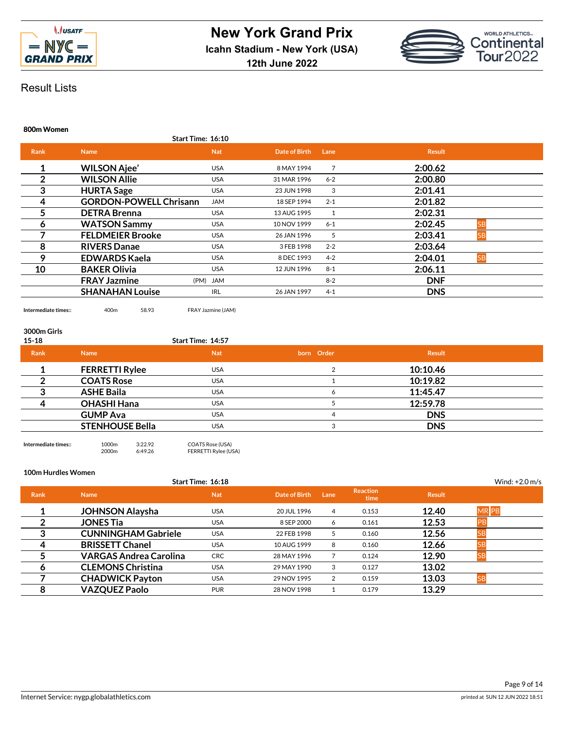# New York Grand Prix

**Icahn Stadium - New York (USA)**

**12th June 2022**

## Result Lists

### 800m Women

Start Time: 16:10

| Rank | Name | Nat | Date of Birth | Lane | Result | |
|---|---|---|---|---|---|---|
| 1 | **WILSON Ajee'** | USA | 8 MAY 1994 | 7 | **2:00.62** | |
| 2 | **WILSON Allie** | USA | 31 MAR 1996 | 6-2 | **2:00.80** | |
| 3 | **HURTA Sage** | USA | 23 JUN 1998 | 3 | **2:01.41** | |
| 4 | **GORDON-POWELL Chrisann** | JAM | 18 SEP 1994 | 2-1 | **2:01.82** | |
| 5 | **DETRA Brenna** | USA | 13 AUG 1995 | 1 | **2:02.31** | |
| 6 | **WATSON Sammy** | USA | 10 NOV 1999 | 6-1 | **2:02.45** | SB |
| 7 | **FELDMEIER Brooke** | USA | 26 JAN 1996 | 5 | **2:03.41** | SB |
| 8 | **RIVERS Danae** | USA | 3 FEB 1998 | 2-2 | **2:03.64** | |
| 9 | **EDWARDS Kaela** | USA | 8 DEC 1993 | 4-2 | **2:04.01** | SB |
| 10 | **BAKER Olivia** | USA | 12 JUN 1996 | 8-1 | **2:06.11** | |
| | **FRAY Jazmine** (PM) | JAM | | 8-2 | **DNF** | |
| | **SHANAHAN Louise** | IRL | 26 JAN 1997 | 4-1 | **DNS** | |

Intermediate times:: 400m 58.93 FRAY Jazmine (JAM)

### 3000m Girls
15-18

Start Time: 14:57

| Rank | Name | Nat | born | Order | Result |
|---|---|---|---|---|---|
| 1 | **FERRETTI Rylee** | USA | | 2 | **10:10.46** |
| 2 | **COATS Rose** | USA | | 1 | **10:19.82** |
| 3 | **ASHE Baila** | USA | | 6 | **11:45.47** |
| 4 | **OHASHI Hana** | USA | | 5 | **12:59.78** |
| | **GUMP Ava** | USA | | 4 | **DNS** |
| | **STENHOUSE Bella** | USA | | 3 | **DNS** |

Intermediate times:: 1000m 3:22.92 COATS Rose (USA)
2000m 6:49.26 FERRETTI Rylee (USA)

### 100m Hurdles Women

Start Time: 16:18 — Wind: +2.0 m/s

| Rank | Name | Nat | Date of Birth | Lane | Reaction time | Result | |
|---|---|---|---|---|---|---|---|
| 1 | **JOHNSON Alaysha** | USA | 20 JUL 1996 | 4 | 0.153 | **12.40** | MR PB |
| 2 | **JONES Tia** | USA | 8 SEP 2000 | 6 | 0.161 | **12.53** | PB |
| 3 | **CUNNINGHAM Gabriele** | USA | 22 FEB 1998 | 5 | 0.160 | **12.56** | SB |
| 4 | **BRISSETT Chanel** | USA | 10 AUG 1999 | 8 | 0.160 | **12.66** | SB |
| 5 | **VARGAS Andrea Carolina** | CRC | 28 MAY 1996 | 7 | 0.124 | **12.90** | SB |
| 6 | **CLEMONS Christina** | USA | 29 MAY 1990 | 3 | 0.127 | **13.02** | |
| 7 | **CHADWICK Payton** | USA | 29 NOV 1995 | 2 | 0.159 | **13.03** | SB |
| 8 | **VAZQUEZ Paolo** | PUR | 28 NOV 1998 | 1 | 0.179 | **13.29** | |

Internet Service: nygp.globalathletics.com — printed at SUN 12 JUN 2022 18:51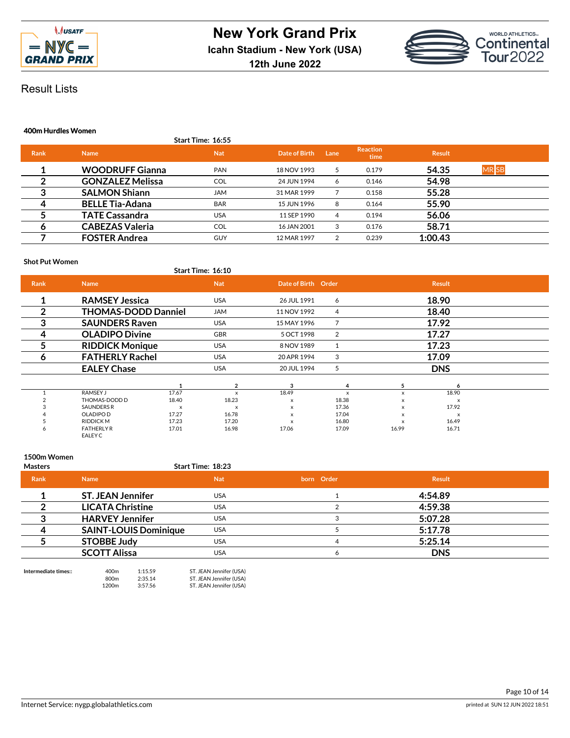# New York Grand Prix

**Icahn Stadium - New York (USA)**

**12th June 2022**

## Result Lists

### 400m Hurdles Women

**Start Time: 16:55**

| Rank | Name | Nat | Date of Birth | Lane | Reaction time | Result | |
|---|---|---|---|---|---|---|---|
| 1 | **WOODRUFF Gianna** | PAN | 18 NOV 1993 | 5 | 0.179 | **54.35** | MR SB |
| 2 | **GONZALEZ Melissa** | COL | 24 JUN 1994 | 6 | 0.146 | **54.98** | |
| 3 | **SALMON Shiann** | JAM | 31 MAR 1999 | 7 | 0.158 | **55.28** | |
| 4 | **BELLE Tia-Adana** | BAR | 15 JUN 1996 | 8 | 0.164 | **55.90** | |
| 5 | **TATE Cassandra** | USA | 11 SEP 1990 | 4 | 0.194 | **56.06** | |
| 6 | **CABEZAS Valeria** | COL | 16 JAN 2001 | 3 | 0.176 | **58.71** | |
| 7 | **FOSTER Andrea** | GUY | 12 MAR 1997 | 2 | 0.239 | **1:00.43** | |

### Shot Put Women

**Start Time: 16:10**

| Rank | Name | Nat | Date of Birth | Order | Result |
|---|---|---|---|---|---|
| 1 | **RAMSEY Jessica** | USA | 26 JUL 1991 | 6 | **18.90** |
| 2 | **THOMAS-DODD Danniel** | JAM | 11 NOV 1992 | 4 | **18.40** |
| 3 | **SAUNDERS Raven** | USA | 15 MAY 1996 | 7 | **17.92** |
| 4 | **OLADIPO Divine** | GBR | 5 OCT 1998 | 2 | **17.27** |
| 5 | **RIDDICK Monique** | USA | 8 NOV 1989 | 1 | **17.23** |
| 6 | **FATHERLY Rachel** | USA | 20 APR 1994 | 3 | **17.09** |
| | **EALEY Chase** | USA | 20 JUL 1994 | 5 | **DNS** |

| | | 1 | 2 | 3 | 4 | 5 | 6 |
|---|---|---|---|---|---|---|---|
| 1 | RAMSEY J | 17.67 | x | 18.49 | x | x | 18.90 |
| 2 | THOMAS-DODD D | 18.40 | 18.23 | x | 18.38 | x | x |
| 3 | SAUNDERS R | x | x | x | 17.36 | x | 17.92 |
| 4 | OLADIPO D | 17.27 | 16.78 | x | 17.04 | x | x |
| 5 | RIDDICK M | 17.23 | 17.20 | x | 16.80 | x | 16.49 |
| 6 | FATHERLY R | 17.01 | 16.98 | 17.06 | 17.09 | 16.99 | 16.71 |
| | EALEY C | | | | | | |

### 1500m Women

**Masters**

**Start Time: 18:23**

| Rank | Name | Nat | born | Order | Result |
|---|---|---|---|---|---|
| 1 | **ST. JEAN Jennifer** | USA | | 1 | **4:54.89** |
| 2 | **LICATA Christine** | USA | | 2 | **4:59.38** |
| 3 | **HARVEY Jennifer** | USA | | 3 | **5:07.28** |
| 4 | **SAINT-LOUIS Dominique** | USA | | 5 | **5:17.78** |
| 5 | **STOBBE Judy** | USA | | 4 | **5:25.14** |
| | **SCOTT Alissa** | USA | | 6 | **DNS** |

**Intermediate times::**

| | | |
|---|---|---|
| 400m | 1:15.59 | ST. JEAN Jennifer (USA) |
| 800m | 2:35.14 | ST. JEAN Jennifer (USA) |
| 1200m | 3:57.56 | ST. JEAN Jennifer (USA) |

Internet Service: nygp.globalathletics.com

printed at SUN 12 JUN 2022 18:51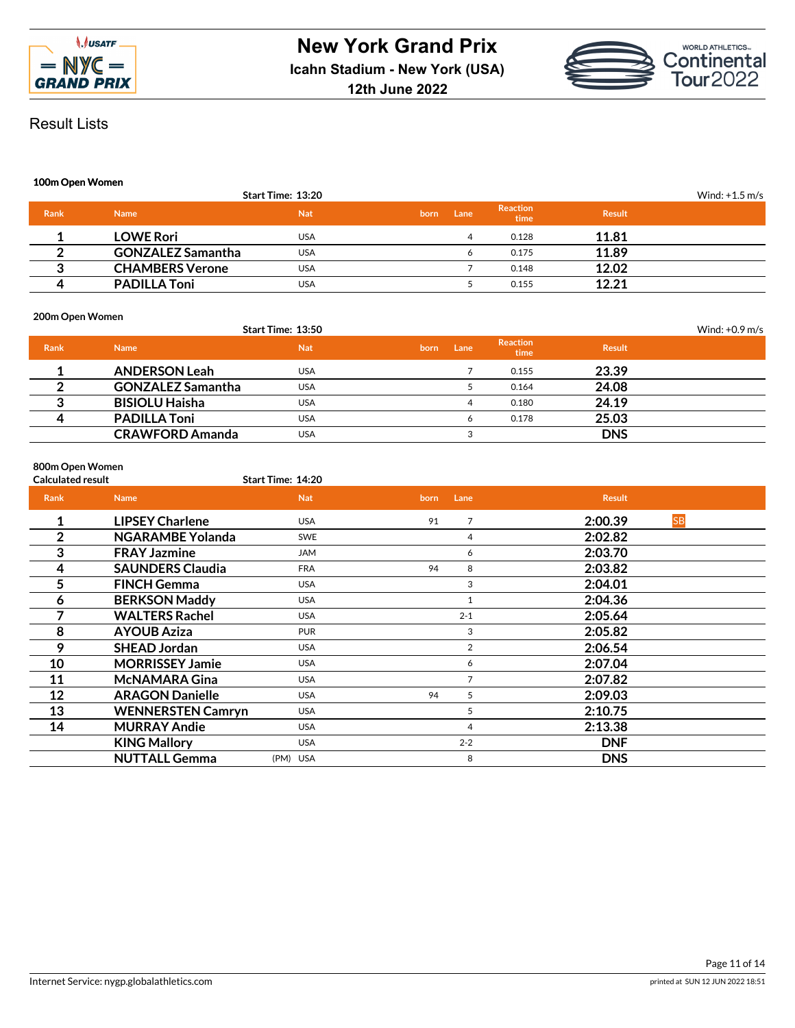# New York Grand Prix

**Icahn Stadium - New York (USA)**

**12th June 2022**

## Result Lists

### 100m Open Women

Start Time: 13:20 — Wind: +1.5 m/s

| Rank | Name | Nat | born | Lane | Reaction time | Result |
|---|---|---|---|---|---|---|
| 1 | LOWE Rori | USA | | 4 | 0.128 | 11.81 |
| 2 | GONZALEZ Samantha | USA | | 6 | 0.175 | 11.89 |
| 3 | CHAMBERS Verone | USA | | 7 | 0.148 | 12.02 |
| 4 | PADILLA Toni | USA | | 5 | 0.155 | 12.21 |

### 200m Open Women

Start Time: 13:50 — Wind: +0.9 m/s

| Rank | Name | Nat | born | Lane | Reaction time | Result |
|---|---|---|---|---|---|---|
| 1 | ANDERSON Leah | USA | | 7 | 0.155 | 23.39 |
| 2 | GONZALEZ Samantha | USA | | 5 | 0.164 | 24.08 |
| 3 | BISIOLU Haisha | USA | | 4 | 0.180 | 24.19 |
| 4 | PADILLA Toni | USA | | 6 | 0.178 | 25.03 |
| | CRAWFORD Amanda | USA | | 3 | | DNS |

### 800m Open Women

Calculated result — Start Time: 14:20

| Rank | Name | Nat | born | Lane | Result | |
|---|---|---|---|---|---|---|
| 1 | LIPSEY Charlene | USA | 91 | 7 | 2:00.39 | SB |
| 2 | NGARAMBE Yolanda | SWE | | 4 | 2:02.82 | |
| 3 | FRAY Jazmine | JAM | | 6 | 2:03.70 | |
| 4 | SAUNDERS Claudia | FRA | 94 | 8 | 2:03.82 | |
| 5 | FINCH Gemma | USA | | 3 | 2:04.01 | |
| 6 | BERKSON Maddy | USA | | 1 | 2:04.36 | |
| 7 | WALTERS Rachel | USA | | 2-1 | 2:05.64 | |
| 8 | AYOUB Aziza | PUR | | 3 | 2:05.82 | |
| 9 | SHEAD Jordan | USA | | 2 | 2:06.54 | |
| 10 | MORRISSEY Jamie | USA | | 6 | 2:07.04 | |
| 11 | McNAMARA Gina | USA | | 7 | 2:07.82 | |
| 12 | ARAGON Danielle | USA | 94 | 5 | 2:09.03 | |
| 13 | WENNERSTEN Camryn | USA | | 5 | 2:10.75 | |
| 14 | MURRAY Andie | USA | | 4 | 2:13.38 | |
| | KING Mallory | USA | | 2-2 | DNF | |
| | NUTTALL Gemma (PM) | USA | | 8 | DNS | |

Internet Service: nygp.globalathletics.com — printed at SUN 12 JUN 2022 18:51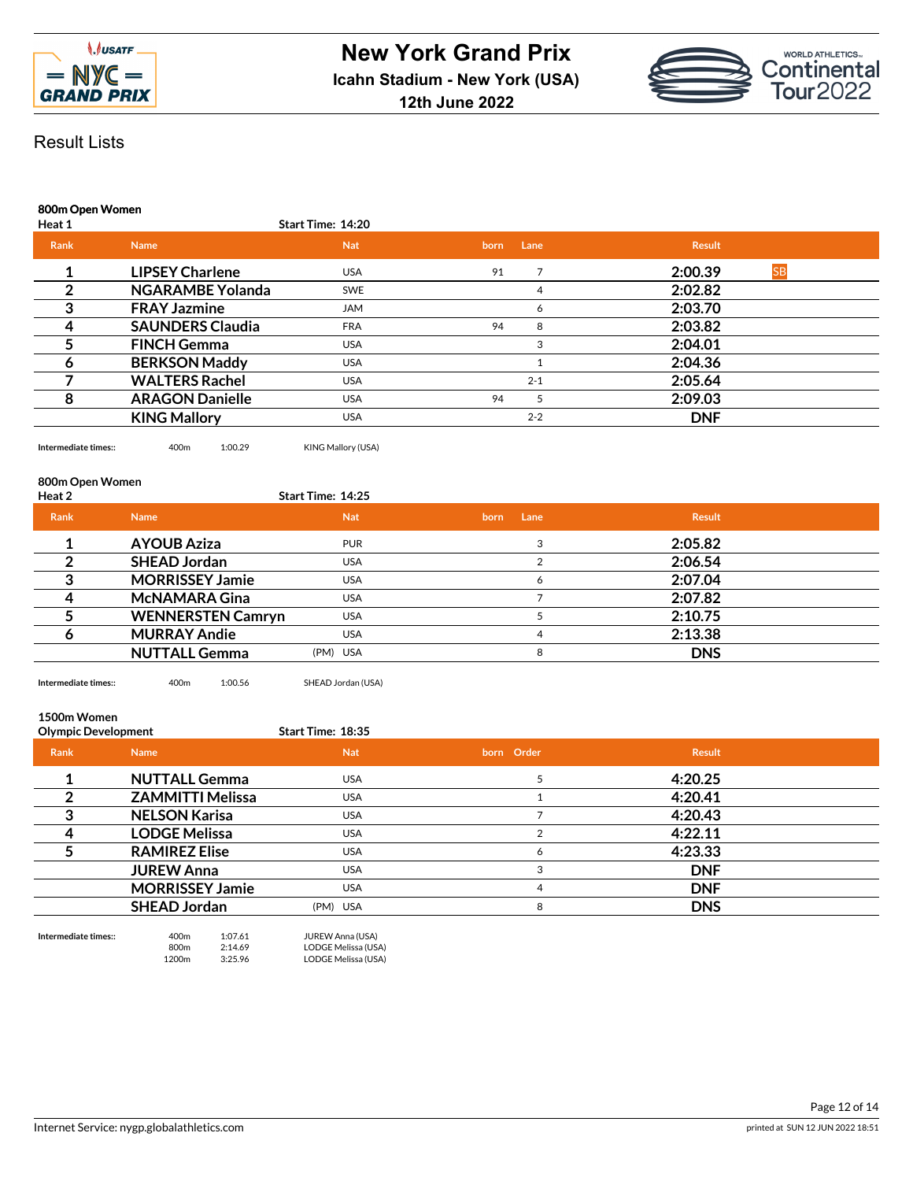# New York Grand Prix

**Icahn Stadium - New York (USA)**

**12th June 2022**

## Result Lists

### 800m Open Women

**Heat 1** — Start Time: 14:20

| Rank | Name | Nat | born | Lane | Result | |
|---|---|---|---|---|---|---|
| 1 | **LIPSEY Charlene** | USA | 91 | 7 | **2:00.39** | SB |
| 2 | **NGARAMBE Yolanda** | SWE | | 4 | **2:02.82** | |
| 3 | **FRAY Jazmine** | JAM | | 6 | **2:03.70** | |
| 4 | **SAUNDERS Claudia** | FRA | 94 | 8 | **2:03.82** | |
| 5 | **FINCH Gemma** | USA | | 3 | **2:04.01** | |
| 6 | **BERKSON Maddy** | USA | | 1 | **2:04.36** | |
| 7 | **WALTERS Rachel** | USA | | 2-1 | **2:05.64** | |
| 8 | **ARAGON Danielle** | USA | 94 | 5 | **2:09.03** | |
| | **KING Mallory** | USA | | 2-2 | **DNF** | |

Intermediate times:: 400m 1:00.29 KING Mallory (USA)

### 800m Open Women

**Heat 2** — Start Time: 14:25

| Rank | Name | Nat | born | Lane | Result |
|---|---|---|---|---|---|
| 1 | **AYOUB Aziza** | PUR | | 3 | **2:05.82** |
| 2 | **SHEAD Jordan** | USA | | 2 | **2:06.54** |
| 3 | **MORRISSEY Jamie** | USA | | 6 | **2:07.04** |
| 4 | **McNAMARA Gina** | USA | | 7 | **2:07.82** |
| 5 | **WENNERSTEN Camryn** | USA | | 5 | **2:10.75** |
| 6 | **MURRAY Andie** | USA | | 4 | **2:13.38** |
| | **NUTTALL Gemma** (PM) | USA | | 8 | **DNS** |

Intermediate times:: 400m 1:00.56 SHEAD Jordan (USA)

### 1500m Women

**Olympic Development** — Start Time: 18:35

| Rank | Name | Nat | born | Order | Result |
|---|---|---|---|---|---|
| 1 | **NUTTALL Gemma** | USA | | 5 | **4:20.25** |
| 2 | **ZAMMITTI Melissa** | USA | | 1 | **4:20.41** |
| 3 | **NELSON Karisa** | USA | | 7 | **4:20.43** |
| 4 | **LODGE Melissa** | USA | | 2 | **4:22.11** |
| 5 | **RAMIREZ Elise** | USA | | 6 | **4:23.33** |
| | **JUREW Anna** | USA | | 3 | **DNF** |
| | **MORRISSEY Jamie** | USA | | 4 | **DNF** |
| | **SHEAD Jordan** (PM) | USA | | 8 | **DNS** |

Intermediate times::

| Distance | Time | Leader |
|---|---|---|
| 400m | 1:07.61 | JUREW Anna (USA) |
| 800m | 2:14.69 | LODGE Melissa (USA) |
| 1200m | 3:25.96 | LODGE Melissa (USA) |

Internet Service: nygp.globalathletics.com

printed at SUN 12 JUN 2022 18:51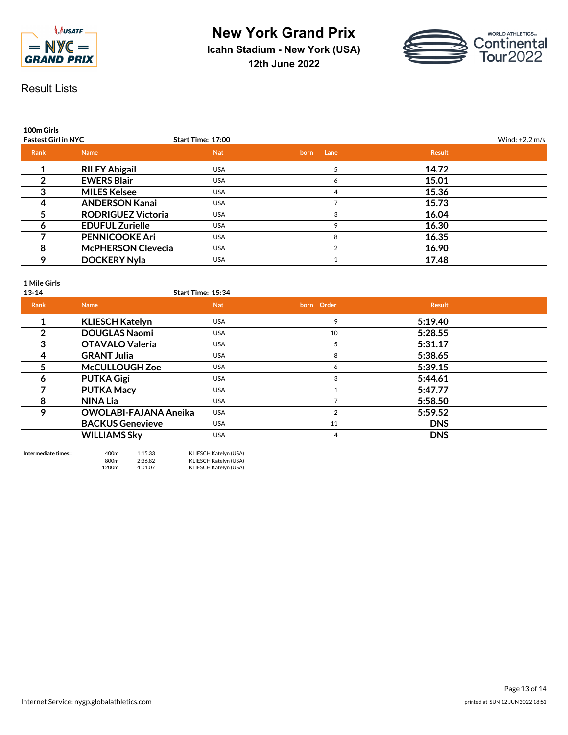# New York Grand Prix

**Icahn Stadium - New York (USA)**

**12th June 2022**

## Result Lists

### 100m Girls

**Fastest Girl in NYC** — **Start Time: 17:00** — Wind: +2.2 m/s

| Rank | Name | Nat | born | Lane | Result |
|---|---|---|---|---|---|
| 1 | **RILEY Abigail** | USA | | 5 | **14.72** |
| 2 | **EWERS Blair** | USA | | 6 | **15.01** |
| 3 | **MILES Kelsee** | USA | | 4 | **15.36** |
| 4 | **ANDERSON Kanai** | USA | | 7 | **15.73** |
| 5 | **RODRIGUEZ Victoria** | USA | | 3 | **16.04** |
| 6 | **EDUFUL Zurielle** | USA | | 9 | **16.30** |
| 7 | **PENNICOOKE Ari** | USA | | 8 | **16.35** |
| 8 | **McPHERSON Clevecia** | USA | | 2 | **16.90** |
| 9 | **DOCKERY Nyla** | USA | | 1 | **17.48** |

### 1 Mile Girls

**13-14** — **Start Time: 15:34**

| Rank | Name | Nat | born | Order | Result |
|---|---|---|---|---|---|
| 1 | **KLIESCH Katelyn** | USA | | 9 | **5:19.40** |
| 2 | **DOUGLAS Naomi** | USA | | 10 | **5:28.55** |
| 3 | **OTAVALO Valeria** | USA | | 5 | **5:31.17** |
| 4 | **GRANT Julia** | USA | | 8 | **5:38.65** |
| 5 | **McCULLOUGH Zoe** | USA | | 6 | **5:39.15** |
| 6 | **PUTKA Gigi** | USA | | 3 | **5:44.61** |
| 7 | **PUTKA Macy** | USA | | 1 | **5:47.77** |
| 8 | **NINA Lia** | USA | | 7 | **5:58.50** |
| 9 | **OWOLABI-FAJANA Aneika** | USA | | 2 | **5:59.52** |
| | **BACKUS Genevieve** | USA | | 11 | **DNS** |
| | **WILLIAMS Sky** | USA | | 4 | **DNS** |

**Intermediate times::**

| | | |
|---|---|---|
| 400m | 1:15.33 | KLIESCH Katelyn (USA) |
| 800m | 2:36.82 | KLIESCH Katelyn (USA) |
| 1200m | 4:01.07 | KLIESCH Katelyn (USA) |

Internet Service: nygp.globalathletics.com

printed at SUN 12 JUN 2022 18:51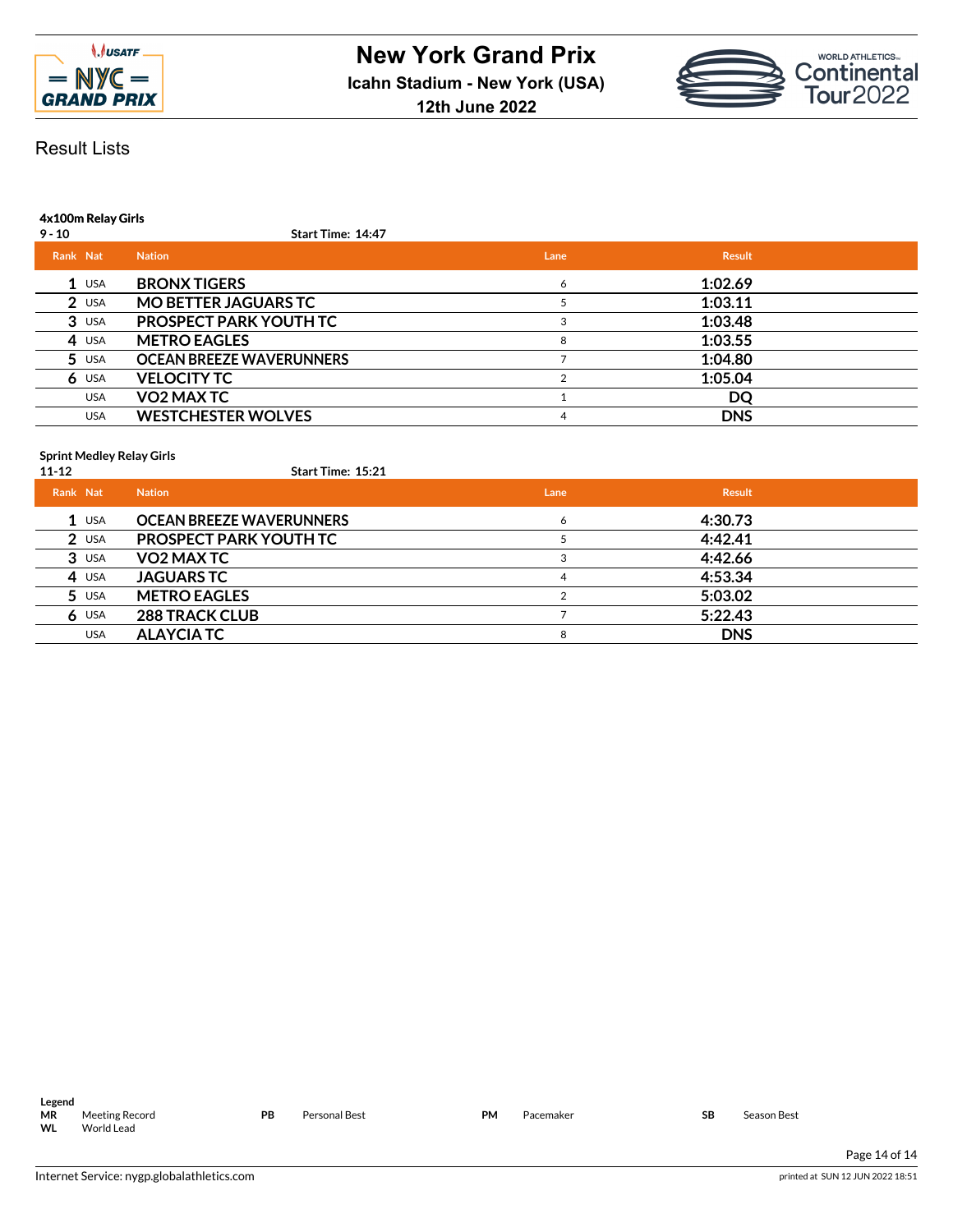# New York Grand Prix

**Icahn Stadium - New York (USA)**

**12th June 2022**

## Result Lists

### 4x100m Relay Girls

**9 - 10** Start Time: 14:47

| Rank | Nat | Nation | Lane | Result |
|---|---|---|---|---|
| 1 | USA | BRONX TIGERS | 6 | 1:02.69 |
| 2 | USA | MO BETTER JAGUARS TC | 5 | 1:03.11 |
| 3 | USA | PROSPECT PARK YOUTH TC | 3 | 1:03.48 |
| 4 | USA | METRO EAGLES | 8 | 1:03.55 |
| 5 | USA | OCEAN BREEZE WAVERUNNERS | 7 | 1:04.80 |
| 6 | USA | VELOCITY TC | 2 | 1:05.04 |
| | USA | VO2 MAX TC | 1 | DQ |
| | USA | WESTCHESTER WOLVES | 4 | DNS |

### Sprint Medley Relay Girls

**11-12** Start Time: 15:21

| Rank | Nat | Nation | Lane | Result |
|---|---|---|---|---|
| 1 | USA | OCEAN BREEZE WAVERUNNERS | 6 | 4:30.73 |
| 2 | USA | PROSPECT PARK YOUTH TC | 5 | 4:42.41 |
| 3 | USA | VO2 MAX TC | 3 | 4:42.66 |
| 4 | USA | JAGUARS TC | 4 | 4:53.34 |
| 5 | USA | METRO EAGLES | 2 | 5:03.02 |
| 6 | USA | 288 TRACK CLUB | 7 | 5:22.43 |
| | USA | ALAYCIA TC | 8 | DNS |

**Legend**

| | | | | | | | |
|---|---|---|---|---|---|---|---|
| **MR** | Meeting Record | **PB** | Personal Best | **PM** | Pacemaker | **SB** | Season Best |
| **WL** | World Lead | | | | | | |

Internet Service: nygp.globalathletics.com

printed at SUN 12 JUN 2022 18:51